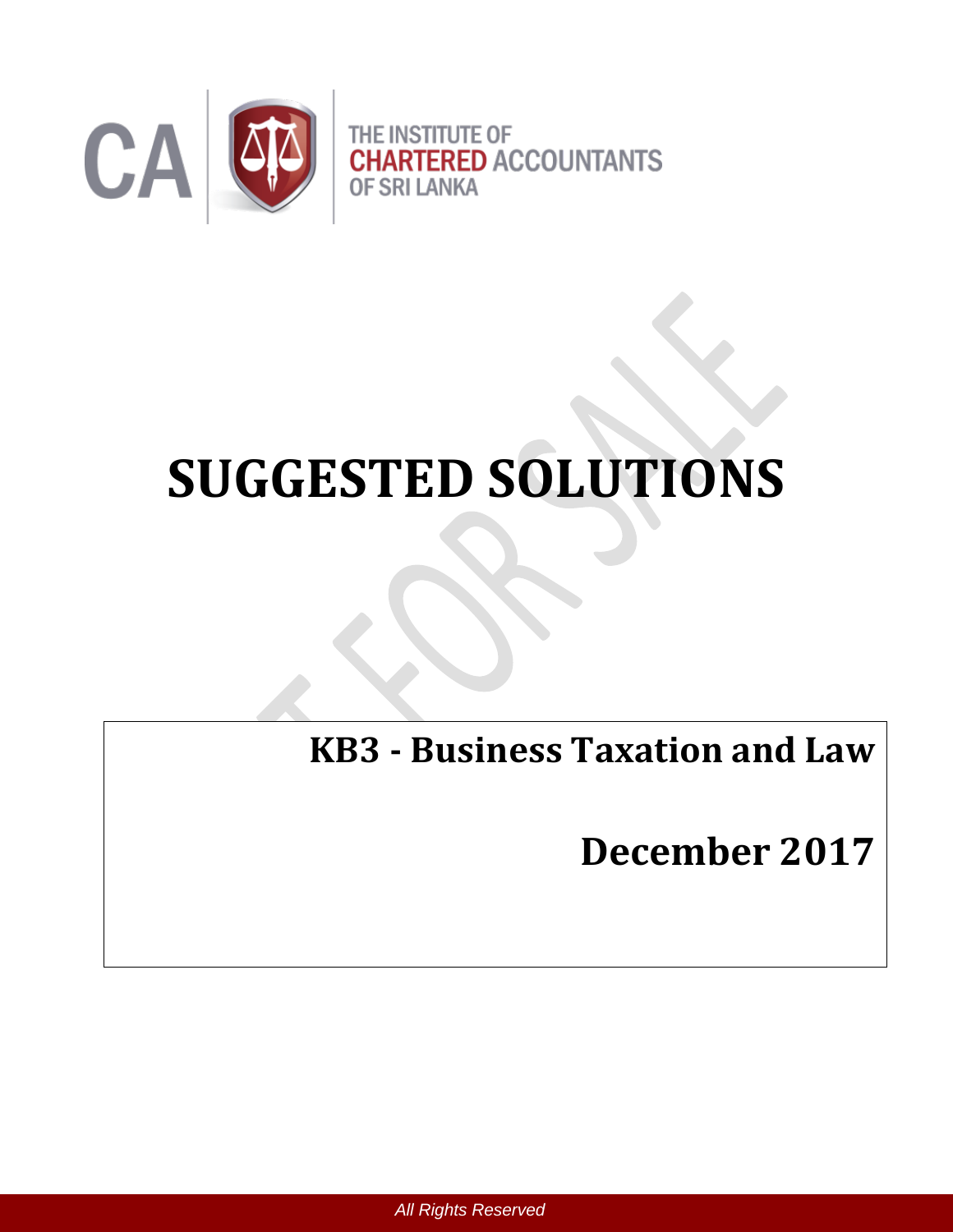THE INSTITUTE OF
CHARTERED ACCOUNTANTS
OF SRI LANKA

# SUGGESTED SOLUTIONS

## KB3 - Business Taxation and Law

## December 2017

All Rights Reserved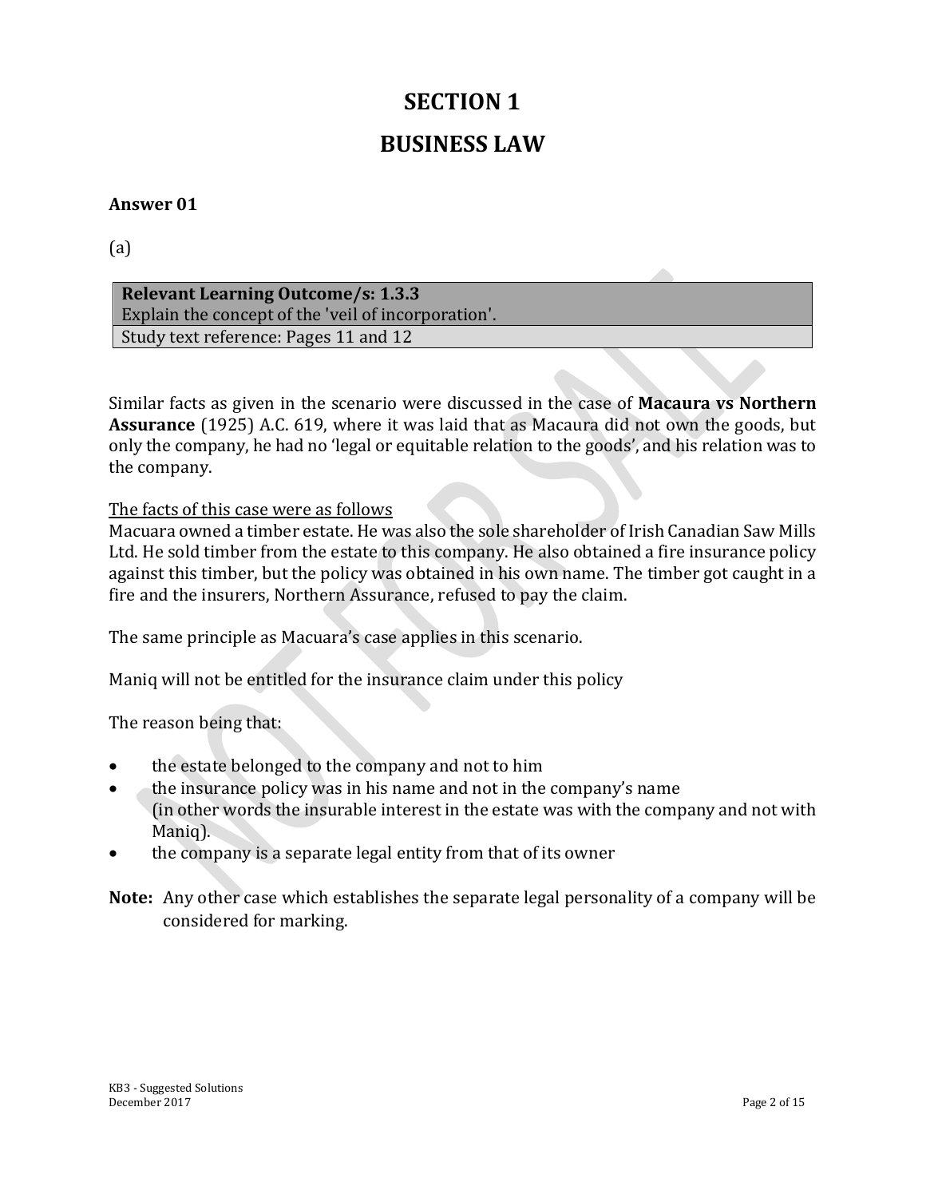# SECTION 1

# BUSINESS LAW

**Answer 01**

(a)

| **Relevant Learning Outcome/s: 1.3.3**<br>Explain the concept of the 'veil of incorporation'. |
|---|
| Study text reference: Pages 11 and 12 |

Similar facts as given in the scenario were discussed in the case of **Macaura vs Northern Assurance** (1925) A.C. 619, where it was laid that as Macaura did not own the goods, but only the company, he had no 'legal or equitable relation to the goods', and his relation was to the company.

<u>The facts of this case were as follows</u>
Macuara owned a timber estate. He was also the sole shareholder of Irish Canadian Saw Mills Ltd. He sold timber from the estate to this company. He also obtained a fire insurance policy against this timber, but the policy was obtained in his own name. The timber got caught in a fire and the insurers, Northern Assurance, refused to pay the claim.

The same principle as Macuara's case applies in this scenario.

Maniq will not be entitled for the insurance claim under this policy

The reason being that:

- the estate belonged to the company and not to him
- the insurance policy was in his name and not in the company's name (in other words the insurable interest in the estate was with the company and not with Maniq).
- the company is a separate legal entity from that of its owner

**Note:** Any other case which establishes the separate legal personality of a company will be considered for marking.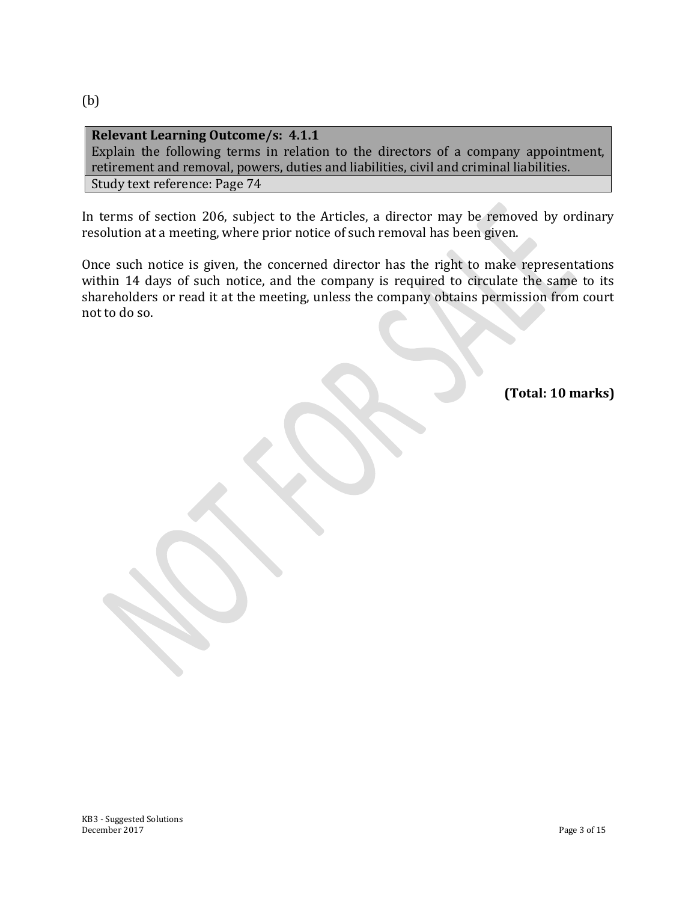(b)

| **Relevant Learning Outcome/s: 4.1.1** |
| --- |
| Explain the following terms in relation to the directors of a company appointment, retirement and removal, powers, duties and liabilities, civil and criminal liabilities. |
| Study text reference: Page 74 |

In terms of section 206, subject to the Articles, a director may be removed by ordinary resolution at a meeting, where prior notice of such removal has been given.

Once such notice is given, the concerned director has the right to make representations within 14 days of such notice, and the company is required to circulate the same to its shareholders or read it at the meeting, unless the company obtains permission from court not to do so.

**(Total: 10 marks)**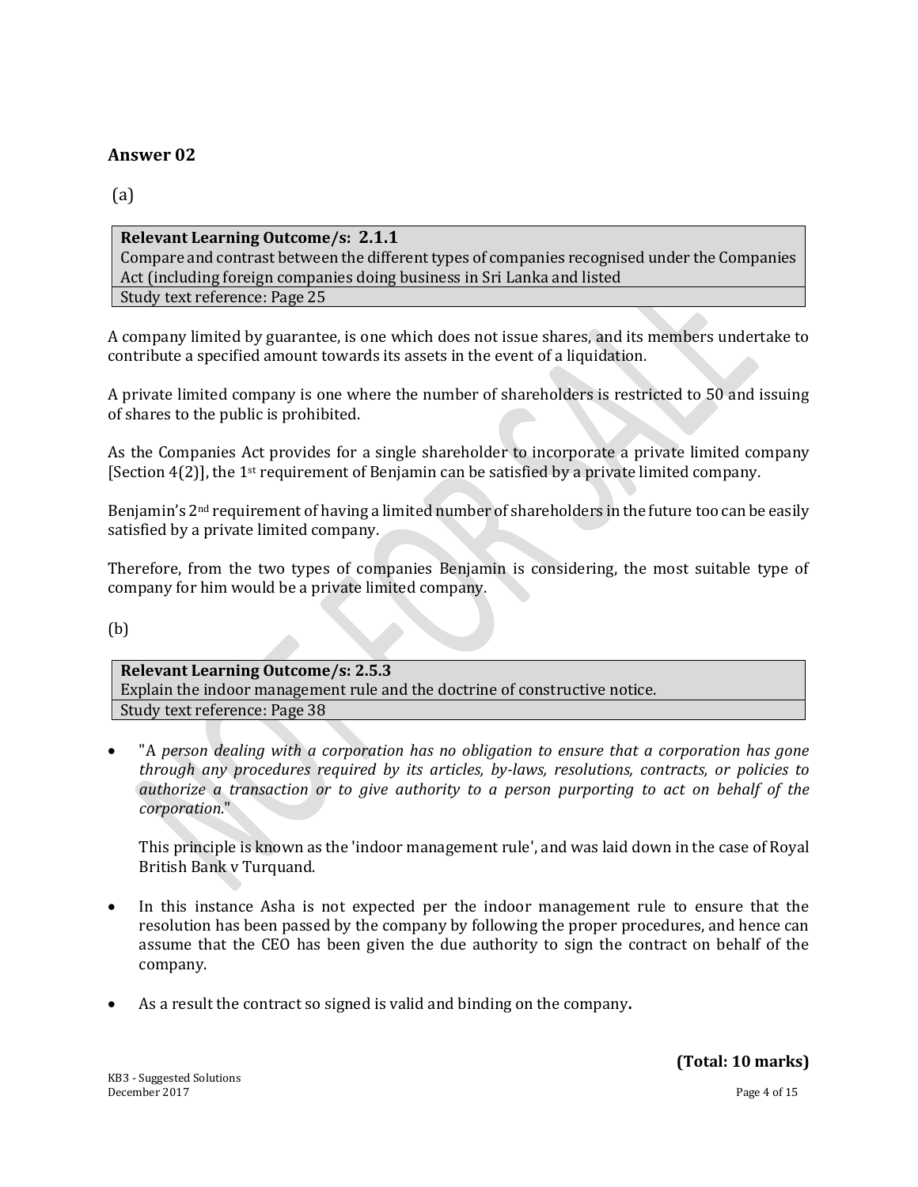## Answer 02

(a)

| **Relevant Learning Outcome/s: 2.1.1** |
|---|
| Compare and contrast between the different types of companies recognised under the Companies Act (including foreign companies doing business in Sri Lanka and listed |
| Study text reference: Page 25 |

A company limited by guarantee, is one which does not issue shares, and its members undertake to contribute a specified amount towards its assets in the event of a liquidation.

A private limited company is one where the number of shareholders is restricted to 50 and issuing of shares to the public is prohibited.

As the Companies Act provides for a single shareholder to incorporate a private limited company [Section 4(2)], the 1st requirement of Benjamin can be satisfied by a private limited company.

Benjamin's 2nd requirement of having a limited number of shareholders in the future too can be easily satisfied by a private limited company.

Therefore, from the two types of companies Benjamin is considering, the most suitable type of company for him would be a private limited company.

(b)

| **Relevant Learning Outcome/s: 2.5.3** |
|---|
| Explain the indoor management rule and the doctrine of constructive notice. |
| Study text reference: Page 38 |

- "A *person dealing with a corporation has no obligation to ensure that a corporation has gone through any procedures required by its articles, by-laws, resolutions, contracts, or policies to authorize a transaction or to give authority to a person purporting to act on behalf of the corporation.*"

  This principle is known as the 'indoor management rule', and was laid down in the case of Royal British Bank v Turquand.

- In this instance Asha is not expected per the indoor management rule to ensure that the resolution has been passed by the company by following the proper procedures, and hence can assume that the CEO has been given the due authority to sign the contract on behalf of the company.

- As a result the contract so signed is valid and binding on the company**.**

**(Total: 10 marks)**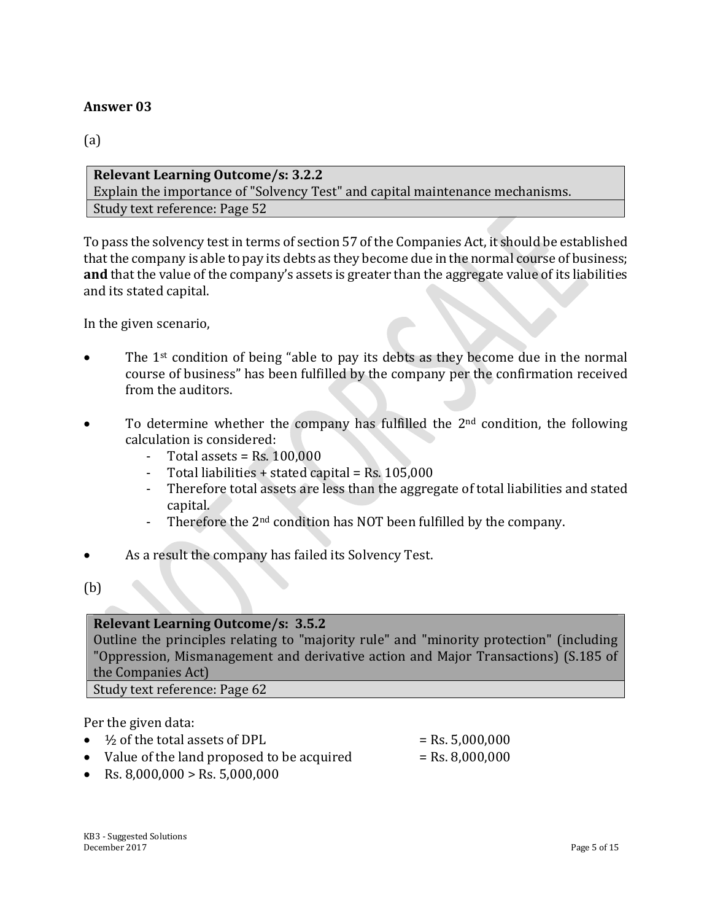## Answer 03

(a)

| **Relevant Learning Outcome/s: 3.2.2** |
|---|
| Explain the importance of "Solvency Test" and capital maintenance mechanisms. |
| Study text reference: Page 52 |

To pass the solvency test in terms of section 57 of the Companies Act, it should be established that the company is able to pay its debts as they become due in the normal course of business; **and** that the value of the company's assets is greater than the aggregate value of its liabilities and its stated capital.

In the given scenario,

- The 1st condition of being "able to pay its debts as they become due in the normal course of business" has been fulfilled by the company per the confirmation received from the auditors.

- To determine whether the company has fulfilled the 2nd condition, the following calculation is considered:
  - Total assets = Rs. 100,000
  - Total liabilities + stated capital = Rs. 105,000
  - Therefore total assets are less than the aggregate of total liabilities and stated capital.
  - Therefore the 2nd condition has NOT been fulfilled by the company.

- As a result the company has failed its Solvency Test.

(b)

| **Relevant Learning Outcome/s: 3.5.2** |
|---|
| Outline the principles relating to "majority rule" and "minority protection" (including "Oppression, Mismanagement and derivative action and Major Transactions) (S.185 of the Companies Act) |
| Study text reference: Page 62 |

Per the given data:

- ½ of the total assets of DPL = Rs. 5,000,000
- Value of the land proposed to be acquired = Rs. 8,000,000
- Rs. 8,000,000 > Rs. 5,000,000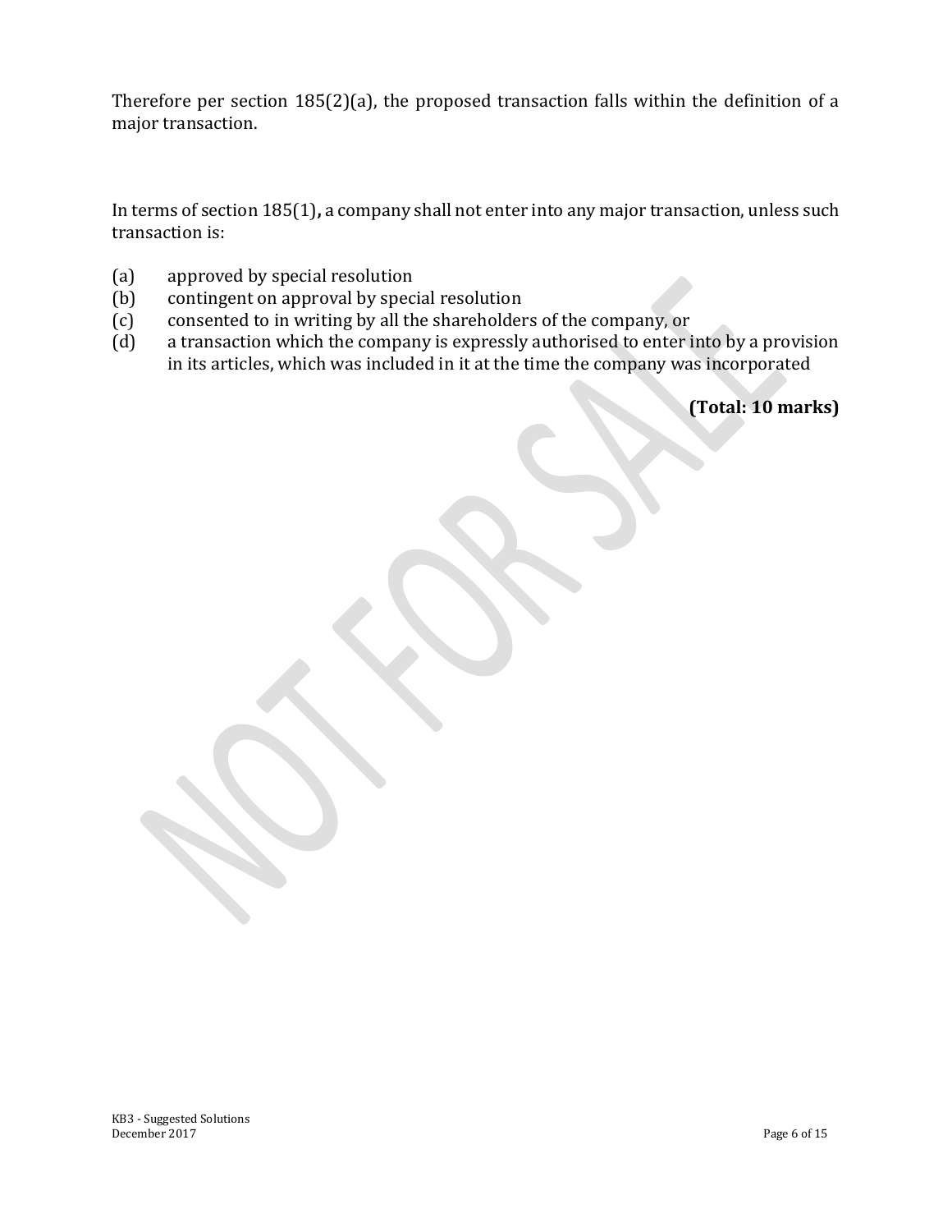Therefore per section 185(2)(a), the proposed transaction falls within the definition of a major transaction.

In terms of section 185(1)**,** a company shall not enter into any major transaction, unless such transaction is:

(a) approved by special resolution
(b) contingent on approval by special resolution
(c) consented to in writing by all the shareholders of the company, or
(d) a transaction which the company is expressly authorised to enter into by a provision in its articles, which was included in it at the time the company was incorporated

**(Total: 10 marks)**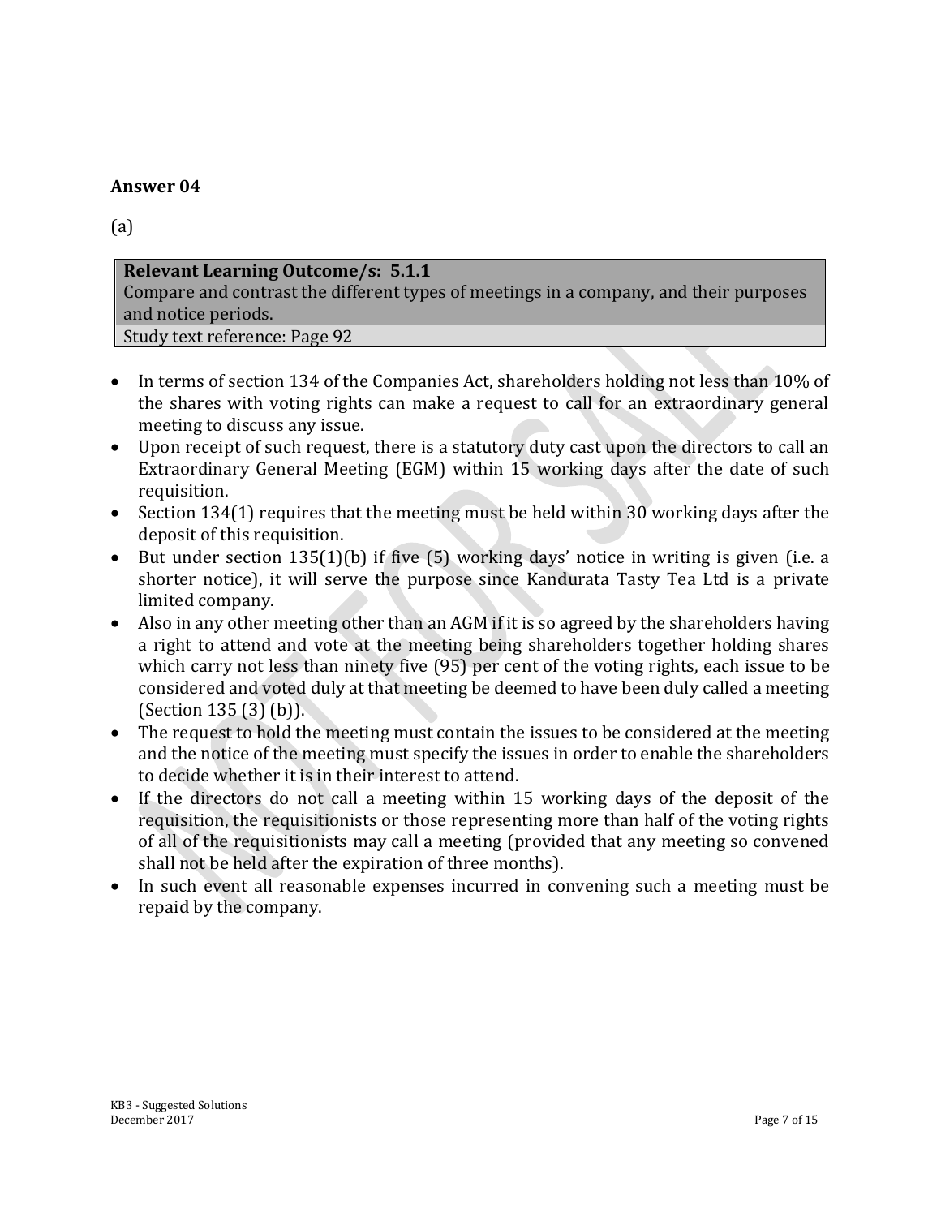## Answer 04

(a)

| **Relevant Learning Outcome/s: 5.1.1** Compare and contrast the different types of meetings in a company, and their purposes and notice periods. |
| --- |
| Study text reference: Page 92 |

- In terms of section 134 of the Companies Act, shareholders holding not less than 10% of the shares with voting rights can make a request to call for an extraordinary general meeting to discuss any issue.
- Upon receipt of such request, there is a statutory duty cast upon the directors to call an Extraordinary General Meeting (EGM) within 15 working days after the date of such requisition.
- Section 134(1) requires that the meeting must be held within 30 working days after the deposit of this requisition.
- But under section 135(1)(b) if five (5) working days' notice in writing is given (i.e. a shorter notice), it will serve the purpose since Kandurata Tasty Tea Ltd is a private limited company.
- Also in any other meeting other than an AGM if it is so agreed by the shareholders having a right to attend and vote at the meeting being shareholders together holding shares which carry not less than ninety five (95) per cent of the voting rights, each issue to be considered and voted duly at that meeting be deemed to have been duly called a meeting (Section 135 (3) (b)).
- The request to hold the meeting must contain the issues to be considered at the meeting and the notice of the meeting must specify the issues in order to enable the shareholders to decide whether it is in their interest to attend.
- If the directors do not call a meeting within 15 working days of the deposit of the requisition, the requisitionists or those representing more than half of the voting rights of all of the requisitionists may call a meeting (provided that any meeting so convened shall not be held after the expiration of three months).
- In such event all reasonable expenses incurred in convening such a meeting must be repaid by the company.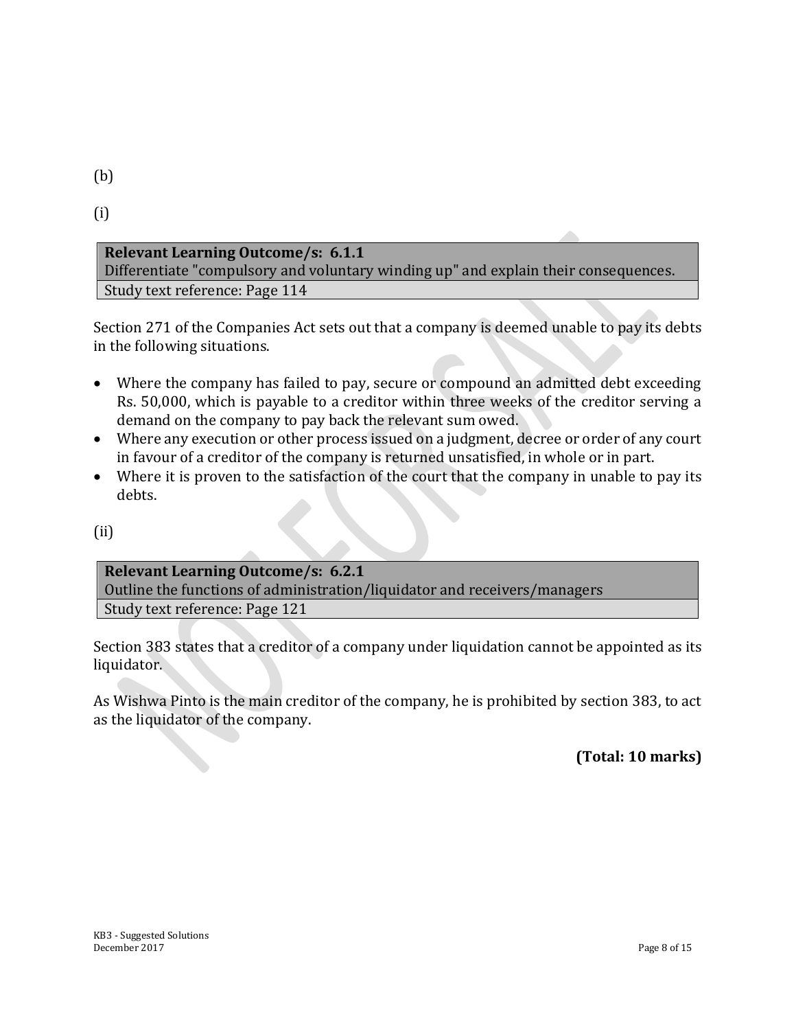(b)

(i)

| **Relevant Learning Outcome/s: 6.1.1**<br>Differentiate "compulsory and voluntary winding up" and explain their consequences. |
|---|
| Study text reference: Page 114 |

Section 271 of the Companies Act sets out that a company is deemed unable to pay its debts in the following situations.

- Where the company has failed to pay, secure or compound an admitted debt exceeding Rs. 50,000, which is payable to a creditor within three weeks of the creditor serving a demand on the company to pay back the relevant sum owed.
- Where any execution or other process issued on a judgment, decree or order of any court in favour of a creditor of the company is returned unsatisfied, in whole or in part.
- Where it is proven to the satisfaction of the court that the company in unable to pay its debts.

(ii)

| **Relevant Learning Outcome/s: 6.2.1**<br>Outline the functions of administration/liquidator and receivers/managers |
|---|
| Study text reference: Page 121 |

Section 383 states that a creditor of a company under liquidation cannot be appointed as its liquidator.

As Wishwa Pinto is the main creditor of the company, he is prohibited by section 383, to act as the liquidator of the company.

**(Total: 10 marks)**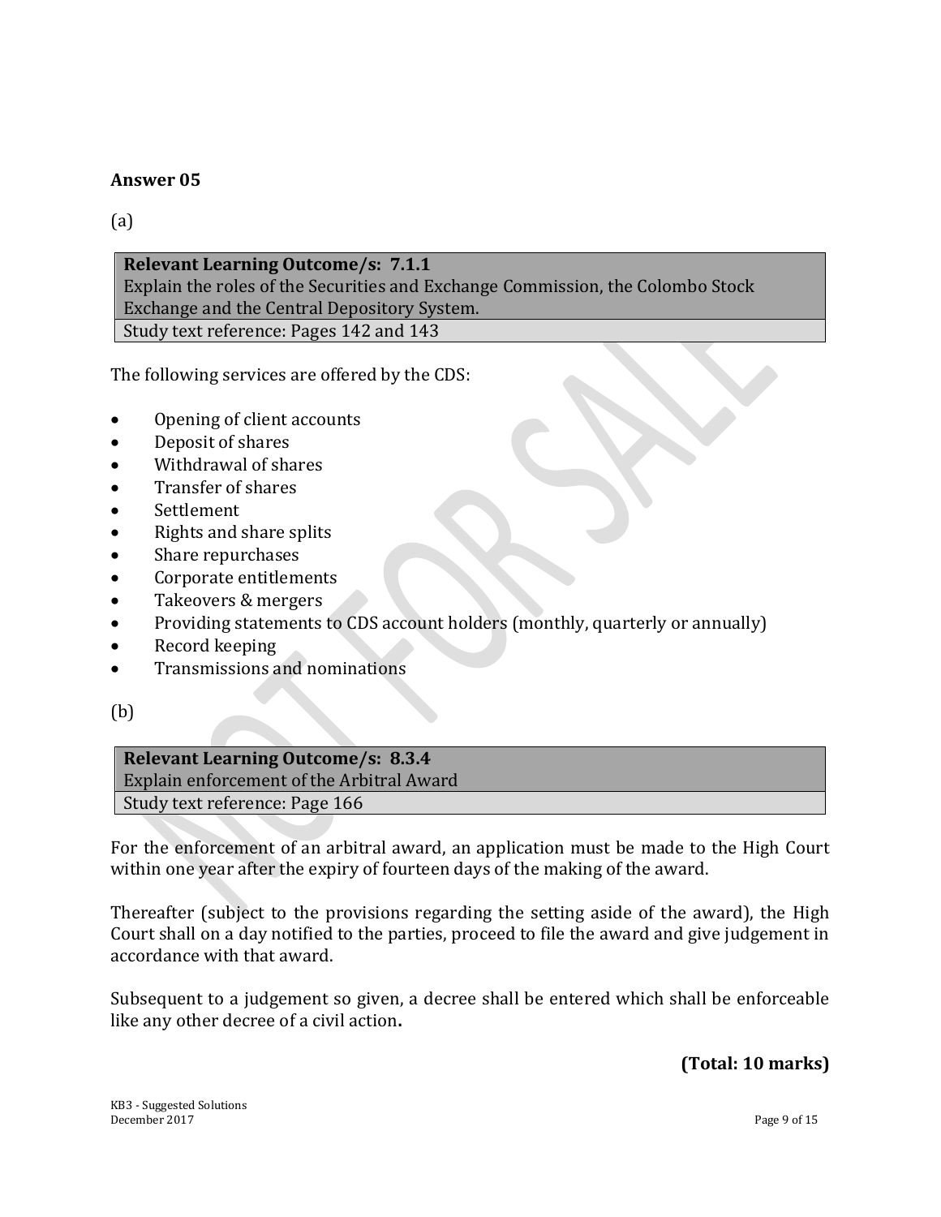## Answer 05

(a)

| Relevant Learning Outcome/s: 7.1.1 Explain the roles of the Securities and Exchange Commission, the Colombo Stock Exchange and the Central Depository System. |
|---|
| Study text reference: Pages 142 and 143 |

The following services are offered by the CDS:

- Opening of client accounts
- Deposit of shares
- Withdrawal of shares
- Transfer of shares
- Settlement
- Rights and share splits
- Share repurchases
- Corporate entitlements
- Takeovers & mergers
- Providing statements to CDS account holders (monthly, quarterly or annually)
- Record keeping
- Transmissions and nominations

(b)

| Relevant Learning Outcome/s: 8.3.4 Explain enforcement of the Arbitral Award |
|---|
| Study text reference: Page 166 |

For the enforcement of an arbitral award, an application must be made to the High Court within one year after the expiry of fourteen days of the making of the award.

Thereafter (subject to the provisions regarding the setting aside of the award), the High Court shall on a day notified to the parties, proceed to file the award and give judgement in accordance with that award.

Subsequent to a judgement so given, a decree shall be entered which shall be enforceable like any other decree of a civil action**.**

**(Total: 10 marks)**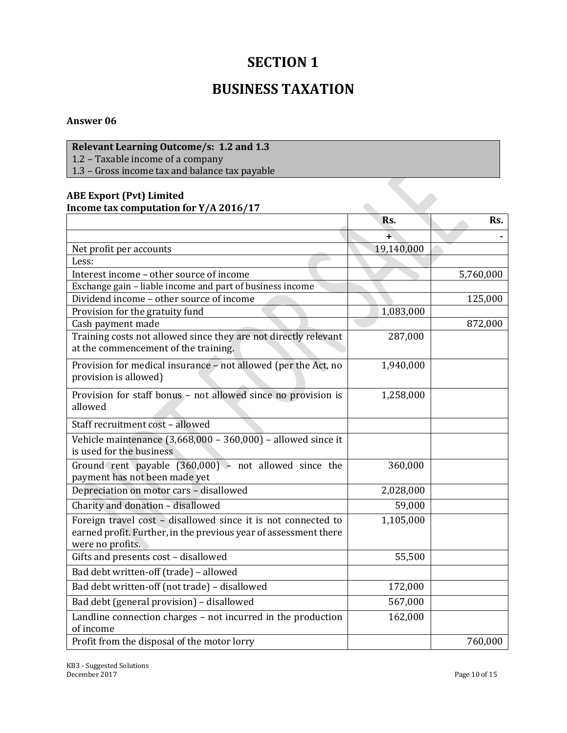# SECTION 1

# BUSINESS TAXATION

**Answer 06**

| **Relevant Learning Outcome/s: 1.2 and 1.3** |
|---|
| 1.2 – Taxable income of a company |
| 1.3 – Gross income tax and balance tax payable |

**ABE Export (Pvt) Limited**
**Income tax computation for Y/A 2016/17**

| | Rs. | Rs. |
|---|---:|---:|
| | + | - |
| Net profit per accounts | 19,140,000 | |
| Less: | | |
| Interest income – other source of income | | 5,760,000 |
| Exchange gain – liable income and part of business income | | |
| Dividend income – other source of income | | 125,000 |
| Provision for the gratuity fund | 1,083,000 | |
| Cash payment made | | 872,000 |
| Training costs not allowed since they are not directly relevant at the commencement of the training. | 287,000 | |
| Provision for medical insurance – not allowed (per the Act, no provision is allowed) | 1,940,000 | |
| Provision for staff bonus – not allowed since no provision is allowed | 1,258,000 | |
| Staff recruitment cost – allowed | | |
| Vehicle maintenance (3,668,000 – 360,000) – allowed since it is used for the business | | |
| Ground rent payable (360,000) – not allowed since the payment has not been made yet | 360,000 | |
| Depreciation on motor cars – disallowed | 2,028,000 | |
| Charity and donation – disallowed | 59,000 | |
| Foreign travel cost – disallowed since it is not connected to earned profit. Further, in the previous year of assessment there were no profits. | 1,105,000 | |
| Gifts and presents cost – disallowed | 55,500 | |
| Bad debt written-off (trade) – allowed | | |
| Bad debt written-off (not trade) – disallowed | 172,000 | |
| Bad debt (general provision) – disallowed | 567,000 | |
| Landline connection charges – not incurred in the production of income | 162,000 | |
| Profit from the disposal of the motor lorry | | 760,000 |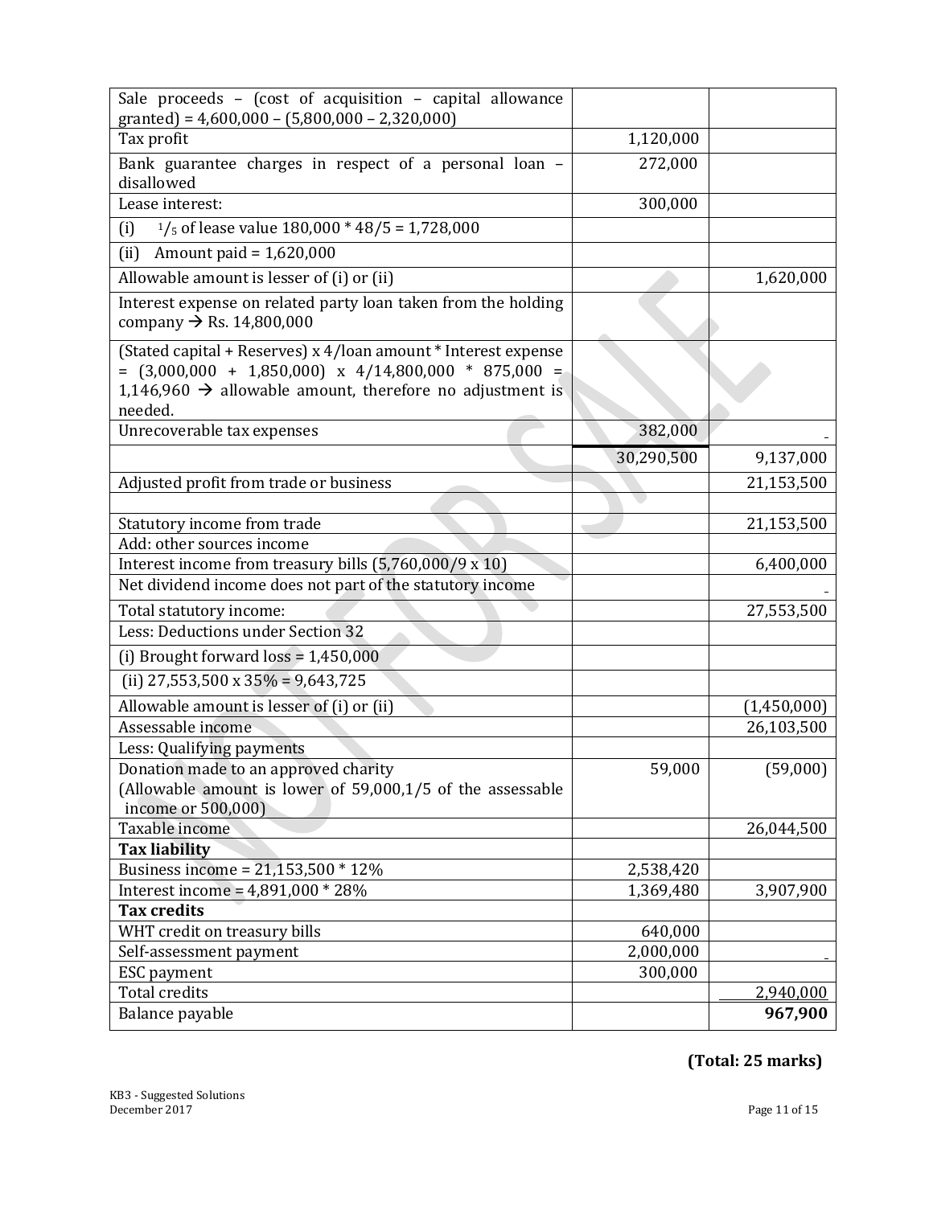| | | |
|---|---|---|
| Sale proceeds – (cost of acquisition – capital allowance granted) = 4,600,000 – (5,800,000 – 2,320,000) | | |
| Tax profit | 1,120,000 | |
| Bank guarantee charges in respect of a personal loan – disallowed | 272,000 | |
| Lease interest: | 300,000 | |
| (i) 1/5 of lease value 180,000 * 48/5 = 1,728,000 | | |
| (ii) Amount paid = 1,620,000 | | |
| Allowable amount is lesser of (i) or (ii) | | 1,620,000 |
| Interest expense on related party loan taken from the holding company → Rs. 14,800,000 | | |
| (Stated capital + Reserves) x 4/loan amount * Interest expense = (3,000,000 + 1,850,000) x 4/14,800,000 * 875,000 = 1,146,960 → allowable amount, therefore no adjustment is needed. | | |
| Unrecoverable tax expenses | 382,000 | - |
| | 30,290,500 | 9,137,000 |
| Adjusted profit from trade or business | | 21,153,500 |
| | | |
| Statutory income from trade | | 21,153,500 |
| Add: other sources income | | |
| Interest income from treasury bills (5,760,000/9 x 10) | | 6,400,000 |
| Net dividend income does not part of the statutory income | | - |
| Total statutory income: | | 27,553,500 |
| Less: Deductions under Section 32 | | |
| (i) Brought forward loss = 1,450,000 | | |
| (ii) 27,553,500 x 35% = 9,643,725 | | |
| Allowable amount is lesser of (i) or (ii) | | (1,450,000) |
| Assessable income | | 26,103,500 |
| Less: Qualifying payments | | |
| Donation made to an approved charity (Allowable amount is lower of 59,000,1/5 of the assessable income or 500,000) | 59,000 | (59,000) |
| Taxable income | | 26,044,500 |
| **Tax liability** | | |
| Business income = 21,153,500 * 12% | 2,538,420 | |
| Interest income = 4,891,000 * 28% | 1,369,480 | 3,907,900 |
| **Tax credits** | | |
| WHT credit on treasury bills | 640,000 | |
| Self-assessment payment | 2,000,000 | - |
| ESC payment | 300,000 | |
| Total credits | | 2,940,000 |
| Balance payable | | **967,900** |

**(Total: 25 marks)**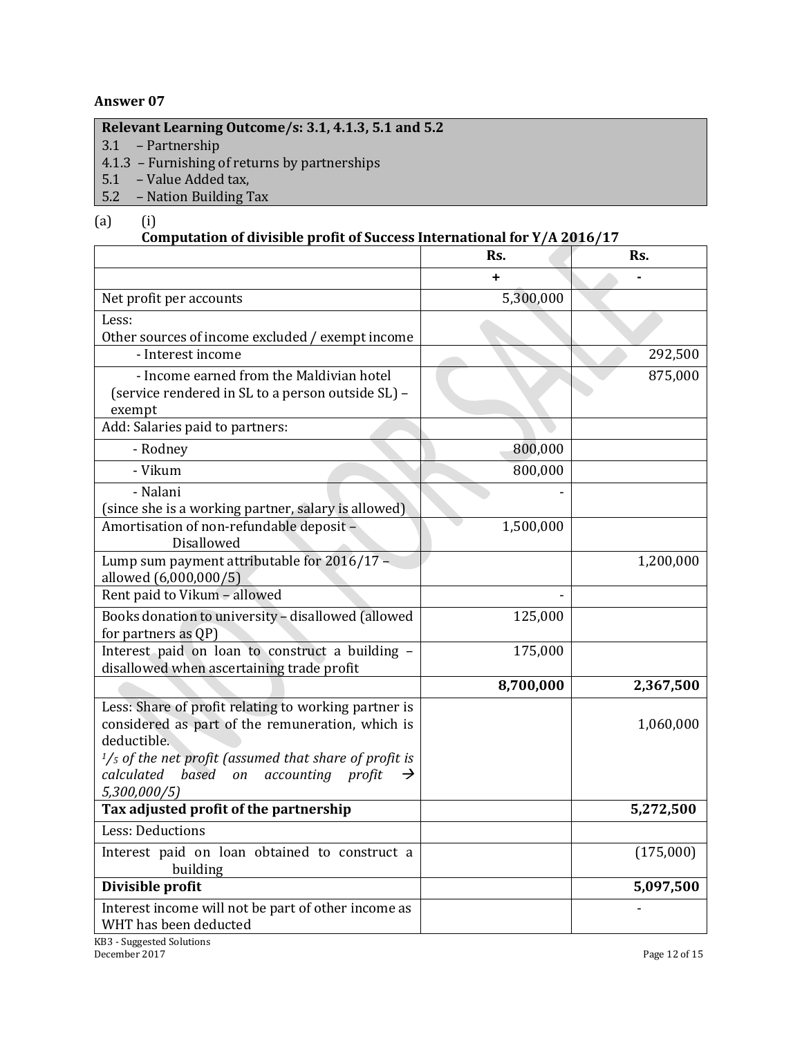**Answer 07**

**Relevant Learning Outcome/s: 3.1, 4.1.3, 5.1 and 5.2**
3.1 – Partnership
4.1.3 – Furnishing of returns by partnerships
5.1 – Value Added tax,
5.2 – Nation Building Tax

(a) (i)

**Computation of divisible profit of Success International for Y/A 2016/17**

| | Rs. | Rs. |
|---|---|---|
| | + | - |
| Net profit per accounts | 5,300,000 | |
| Less:<br>Other sources of income excluded / exempt income | | |
| - Interest income | | 292,500 |
| - Income earned from the Maldivian hotel (service rendered in SL to a person outside SL) – exempt | | 875,000 |
| Add: Salaries paid to partners: | | |
| - Rodney | 800,000 | |
| - Vikum | 800,000 | |
| - Nalani<br>(since she is a working partner, salary is allowed) | - | |
| Amortisation of non-refundable deposit – Disallowed | 1,500,000 | |
| Lump sum payment attributable for 2016/17 – allowed (6,000,000/5) | | 1,200,000 |
| Rent paid to Vikum – allowed | - | |
| Books donation to university – disallowed (allowed for partners as QP) | 125,000 | |
| Interest paid on loan to construct a building – disallowed when ascertaining trade profit | 175,000 | |
| | **8,700,000** | **2,367,500** |
| Less: Share of profit relating to working partner is considered as part of the remuneration, which is deductible.<br>*1/5 of the net profit (assumed that share of profit is calculated based on accounting profit → 5,300,000/5)* | | 1,060,000 |
| **Tax adjusted profit of the partnership** | | **5,272,500** |
| Less: Deductions | | |
| Interest paid on loan obtained to construct a building | | (175,000) |
| **Divisible profit** | | **5,097,500** |
| Interest income will not be part of other income as WHT has been deducted | | - |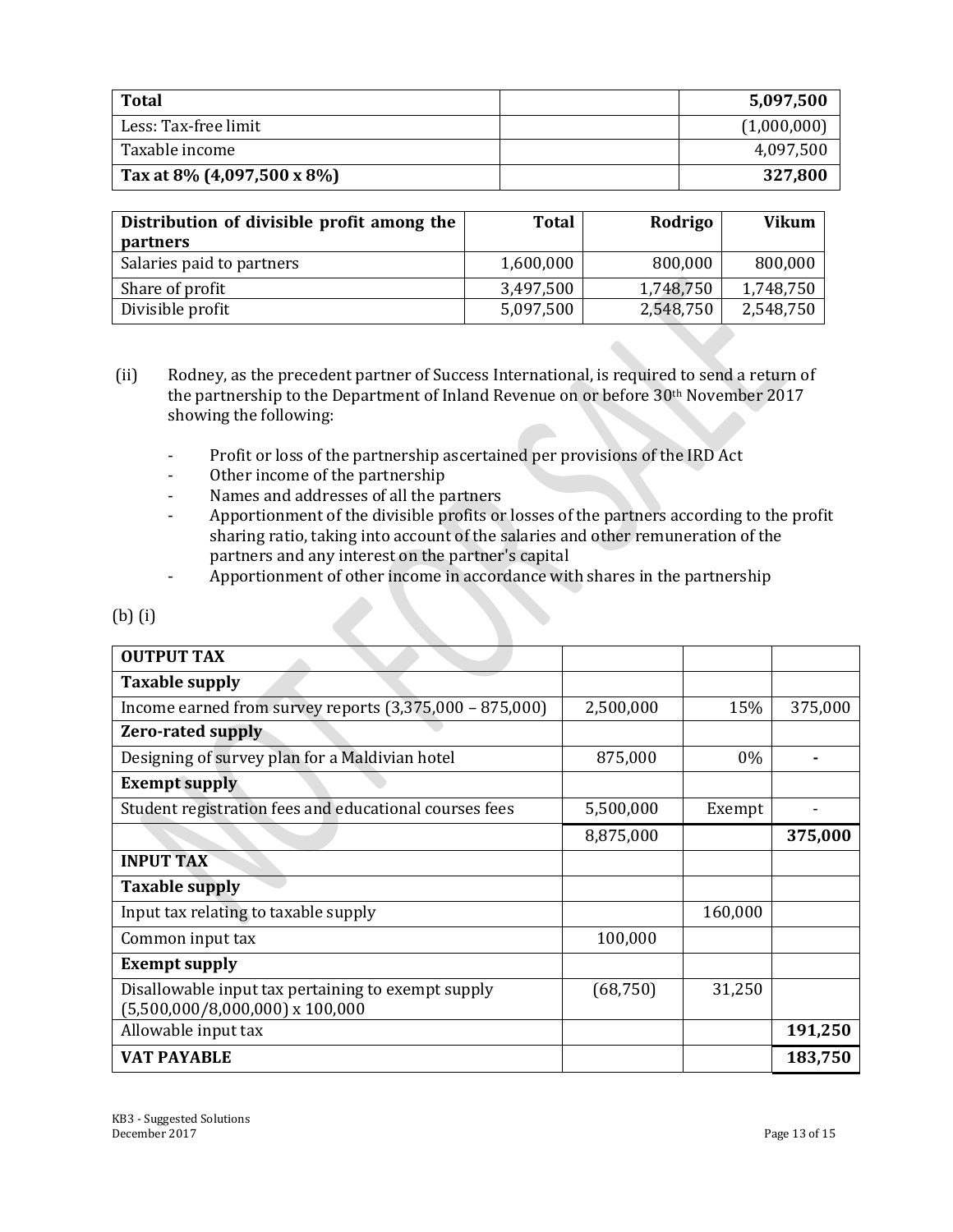| **Total** | | **5,097,500** |
|---|---|---|
| Less: Tax-free limit | | (1,000,000) |
| Taxable income | | 4,097,500 |
| **Tax at 8% (4,097,500 x 8%)** | | **327,800** |

| **Distribution of divisible profit among the partners** | **Total** | **Rodrigo** | **Vikum** |
|---|---|---|---|
| Salaries paid to partners | 1,600,000 | 800,000 | 800,000 |
| Share of profit | 3,497,500 | 1,748,750 | 1,748,750 |
| Divisible profit | 5,097,500 | 2,548,750 | 2,548,750 |

(ii) Rodney, as the precedent partner of Success International, is required to send a return of the partnership to the Department of Inland Revenue on or before 30th November 2017 showing the following:

- Profit or loss of the partnership ascertained per provisions of the IRD Act
- Other income of the partnership
- Names and addresses of all the partners
- Apportionment of the divisible profits or losses of the partners according to the profit sharing ratio, taking into account of the salaries and other remuneration of the partners and any interest on the partner's capital
- Apportionment of other income in accordance with shares in the partnership

(b) (i)

| **OUTPUT TAX** | | | |
|---|---|---|---|
| **Taxable supply** | | | |
| Income earned from survey reports (3,375,000 – 875,000) | 2,500,000 | 15% | 375,000 |
| **Zero-rated supply** | | | |
| Designing of survey plan for a Maldivian hotel | 875,000 | 0% | - |
| **Exempt supply** | | | |
| Student registration fees and educational courses fees | 5,500,000 | Exempt | - |
| | 8,875,000 | | **375,000** |
| **INPUT TAX** | | | |
| **Taxable supply** | | | |
| Input tax relating to taxable supply | | 160,000 | |
| Common input tax | 100,000 | | |
| **Exempt supply** | | | |
| Disallowable input tax pertaining to exempt supply (5,500,000/8,000,000) x 100,000 | (68,750) | 31,250 | |
| Allowable input tax | | | **191,250** |
| **VAT PAYABLE** | | | **183,750** |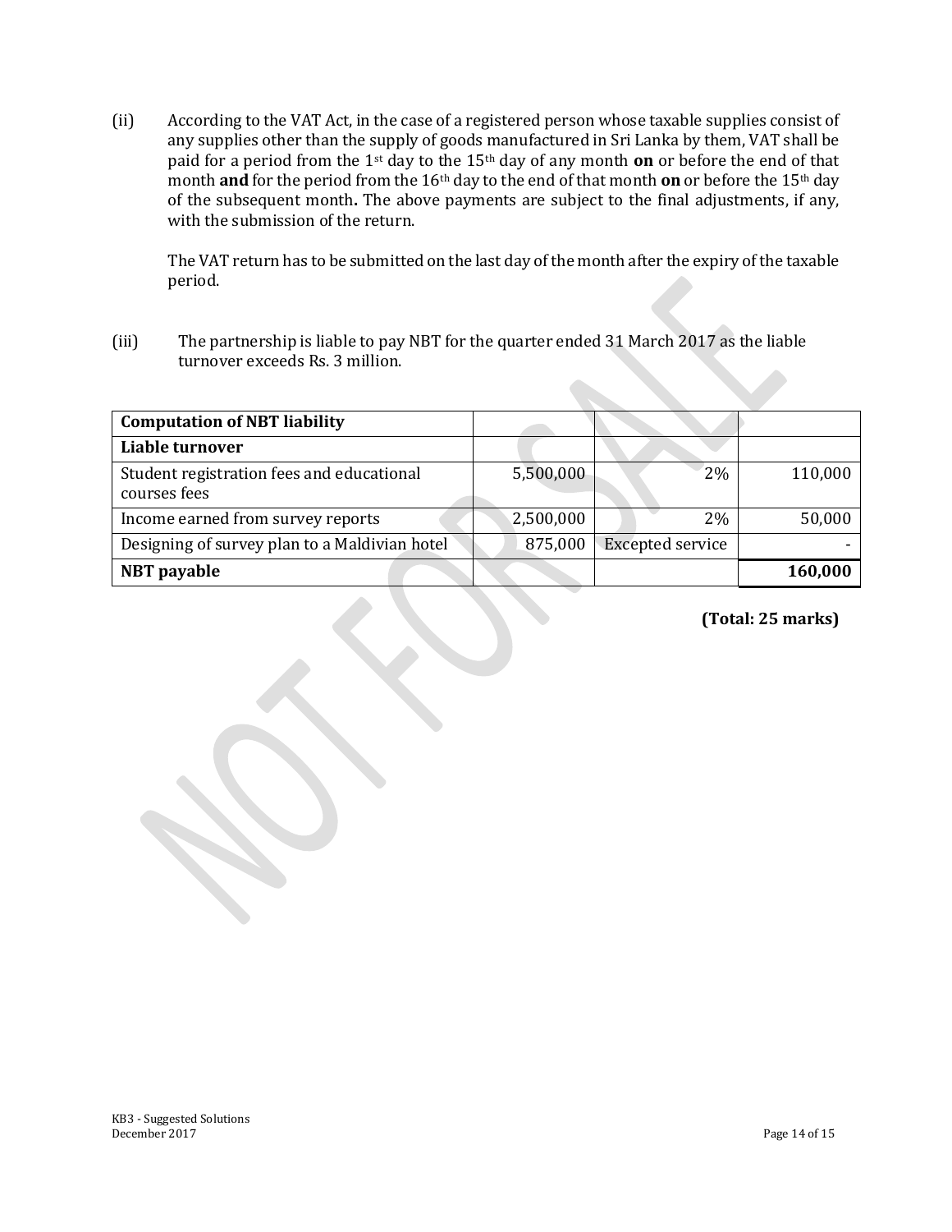(ii) According to the VAT Act, in the case of a registered person whose taxable supplies consist of any supplies other than the supply of goods manufactured in Sri Lanka by them, VAT shall be paid for a period from the 1st day to the 15th day of any month **on** or before the end of that month **and** for the period from the 16th day to the end of that month **on** or before the 15th day of the subsequent month**.** The above payments are subject to the final adjustments, if any, with the submission of the return.

The VAT return has to be submitted on the last day of the month after the expiry of the taxable period.

(iii) The partnership is liable to pay NBT for the quarter ended 31 March 2017 as the liable turnover exceeds Rs. 3 million.

| **Computation of NBT liability** | | | |
|---|---|---|---|
| **Liable turnover** | | | |
| Student registration fees and educational courses fees | 5,500,000 | 2% | 110,000 |
| Income earned from survey reports | 2,500,000 | 2% | 50,000 |
| Designing of survey plan to a Maldivian hotel | 875,000 | Excepted service | - |
| **NBT payable** | | | **160,000** |

**(Total: 25 marks)**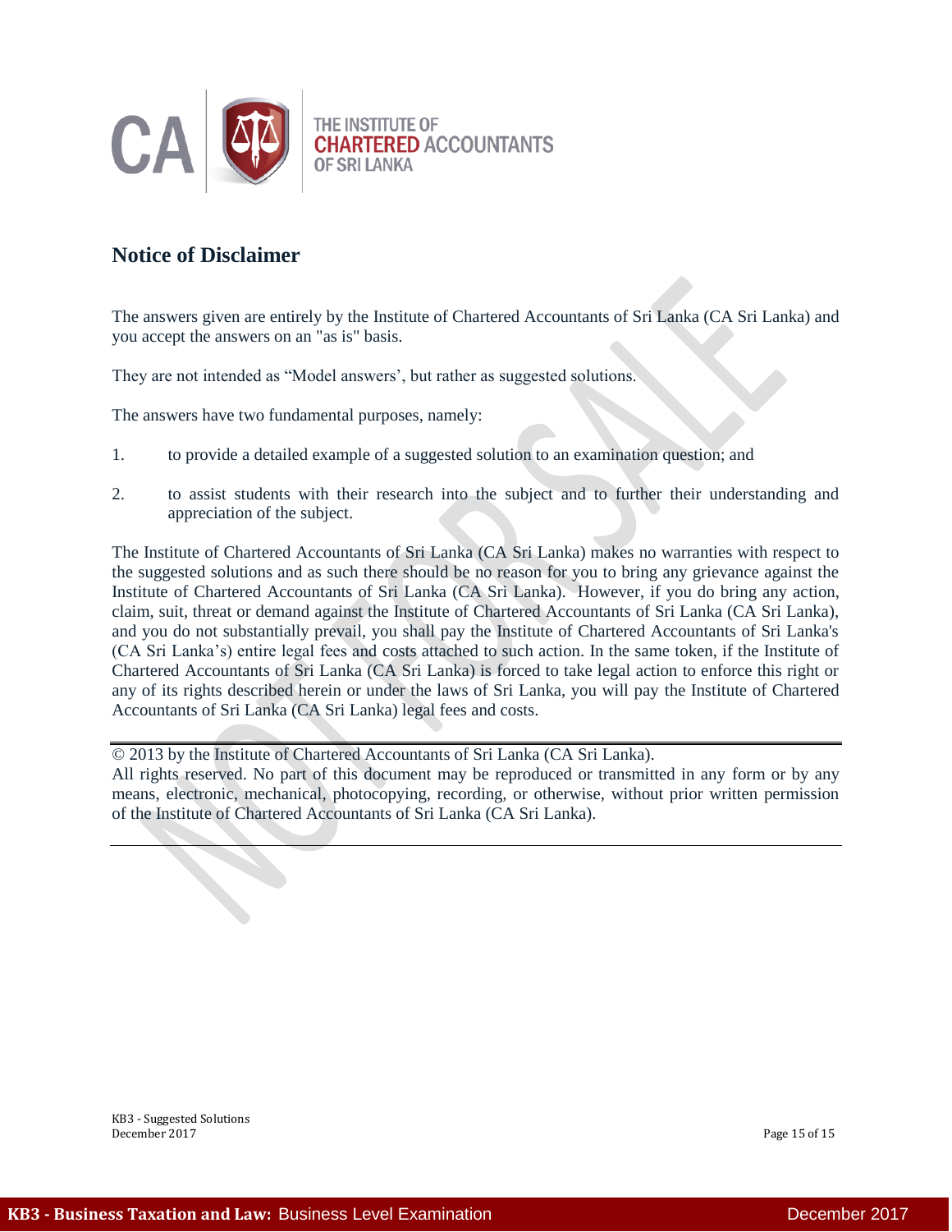THE INSTITUTE OF CHARTERED ACCOUNTANTS OF SRI LANKA

## Notice of Disclaimer

The answers given are entirely by the Institute of Chartered Accountants of Sri Lanka (CA Sri Lanka) and you accept the answers on an "as is" basis.

They are not intended as "Model answers', but rather as suggested solutions.

The answers have two fundamental purposes, namely:

1. to provide a detailed example of a suggested solution to an examination question; and

2. to assist students with their research into the subject and to further their understanding and appreciation of the subject.

The Institute of Chartered Accountants of Sri Lanka (CA Sri Lanka) makes no warranties with respect to the suggested solutions and as such there should be no reason for you to bring any grievance against the Institute of Chartered Accountants of Sri Lanka (CA Sri Lanka). However, if you do bring any action, claim, suit, threat or demand against the Institute of Chartered Accountants of Sri Lanka (CA Sri Lanka), and you do not substantially prevail, you shall pay the Institute of Chartered Accountants of Sri Lanka's (CA Sri Lanka's) entire legal fees and costs attached to such action. In the same token, if the Institute of Chartered Accountants of Sri Lanka (CA Sri Lanka) is forced to take legal action to enforce this right or any of its rights described herein or under the laws of Sri Lanka, you will pay the Institute of Chartered Accountants of Sri Lanka (CA Sri Lanka) legal fees and costs.

---

© 2013 by the Institute of Chartered Accountants of Sri Lanka (CA Sri Lanka).
All rights reserved. No part of this document may be reproduced or transmitted in any form or by any means, electronic, mechanical, photocopying, recording, or otherwise, without prior written permission of the Institute of Chartered Accountants of Sri Lanka (CA Sri Lanka).

---